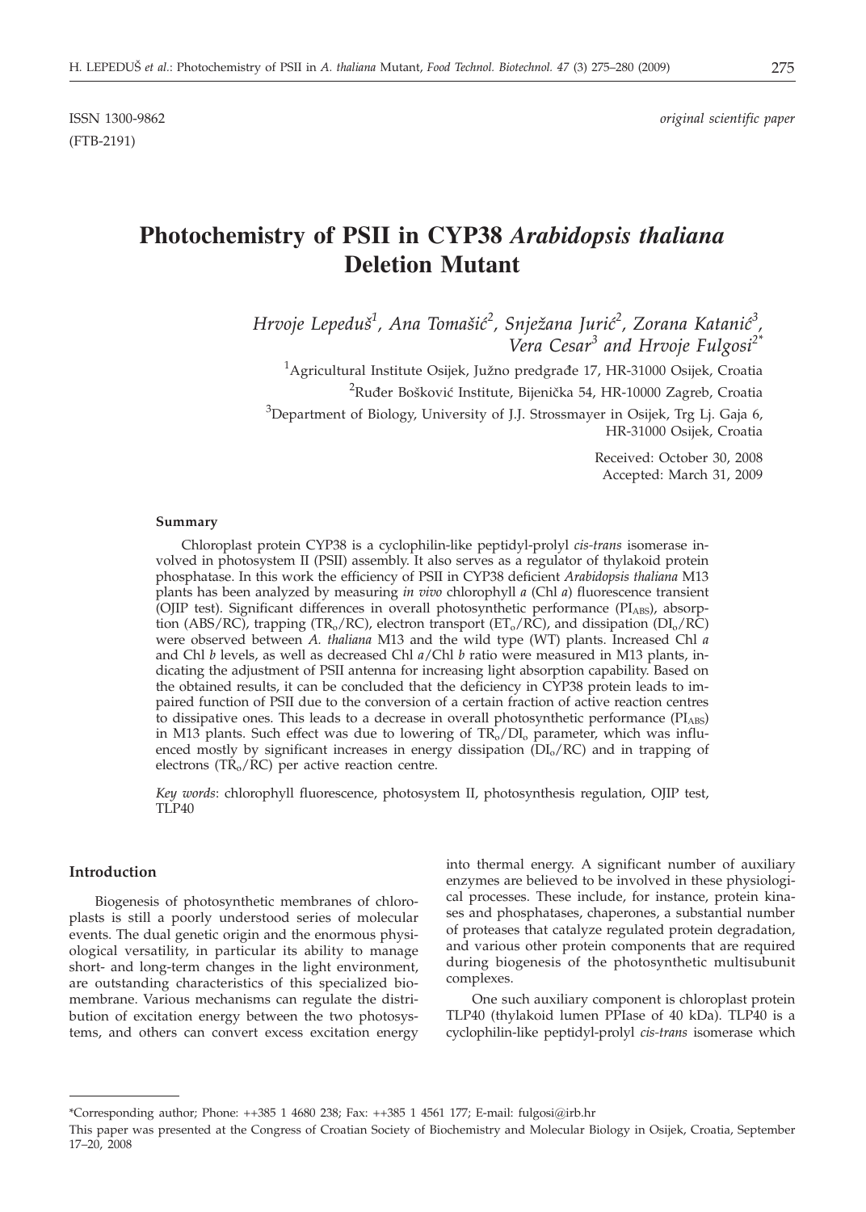ISSN 1300-9862
(FTB-2191)

*original scientific paper*

# Photochemistry of PSII in CYP38 *Arabidopsis thaliana* Deletion Mutant

*Hrvoje Lepeduš[1], Ana Tomašić[2], Snježana Jurić[2], Zorana Katanić[3], Vera Cesar[3] and Hrvoje Fulgosi[2*]*

[1]Agricultural Institute Osijek, Južno predgrađe 17, HR-31000 Osijek, Croatia

[2]Ruđer Bošković Institute, Bijenička 54, HR-10000 Zagreb, Croatia

[3]Department of Biology, University of J.J. Strossmayer in Osijek, Trg Lj. Gaja 6, HR-31000 Osijek, Croatia

Received: October 30, 2008
Accepted: March 31, 2009

#### Summary

Chloroplast protein CYP38 is a cyclophilin-like peptidyl-prolyl *cis-trans* isomerase involved in photosystem II (PSII) assembly. It also serves as a regulator of thylakoid protein phosphatase. In this work the efficiency of PSII in CYP38 deficient *Arabidopsis thaliana* M13 plants has been analyzed by measuring *in vivo* chlorophyll *a* (Chl *a*) fluorescence transient (OJIP test). Significant differences in overall photosynthetic performance ($PI_{ABS}$), absorption (ABS/RC), trapping ($TR_o/RC$), electron transport ($ET_o/RC$), and dissipation ($DI_o/RC$) were observed between *A. thaliana* M13 and the wild type (WT) plants. Increased Chl *a* and Chl *b* levels, as well as decreased Chl *a*/Chl *b* ratio were measured in M13 plants, indicating the adjustment of PSII antenna for increasing light absorption capability. Based on the obtained results, it can be concluded that the deficiency in CYP38 protein leads to impaired function of PSII due to the conversion of a certain fraction of active reaction centres to dissipative ones. This leads to a decrease in overall photosynthetic performance ($PI_{ABS}$) in M13 plants. Such effect was due to lowering of $TR_o/DI_o$ parameter, which was influenced mostly by significant increases in energy dissipation ($DI_o/RC$) and in trapping of electrons ($TR_o/RC$) per active reaction centre.

*Key words*: chlorophyll fluorescence, photosystem II, photosynthesis regulation, OJIP test, TLP40

## Introduction

Biogenesis of photosynthetic membranes of chloroplasts is still a poorly understood series of molecular events. The dual genetic origin and the enormous physiological versatility, in particular its ability to manage short- and long-term changes in the light environment, are outstanding characteristics of this specialized biomembrane. Various mechanisms can regulate the distribution of excitation energy between the two photosystems, and others can convert excess excitation energy into thermal energy. A significant number of auxiliary enzymes are believed to be involved in these physiological processes. These include, for instance, protein kinases and phosphatases, chaperones, a substantial number of proteases that catalyze regulated protein degradation, and various other protein components that are required during biogenesis of the photosynthetic multisubunit complexes.

One such auxiliary component is chloroplast protein TLP40 (thylakoid lumen PPIase of 40 kDa). TLP40 is a cyclophilin-like peptidyl-prolyl *cis-trans* isomerase which

\*Corresponding author; Phone: ++385 1 4680 238; Fax: ++385 1 4561 177; E-mail: fulgosi@irb.hr

This paper was presented at the Congress of Croatian Society of Biochemistry and Molecular Biology in Osijek, Croatia, September 17–20, 2008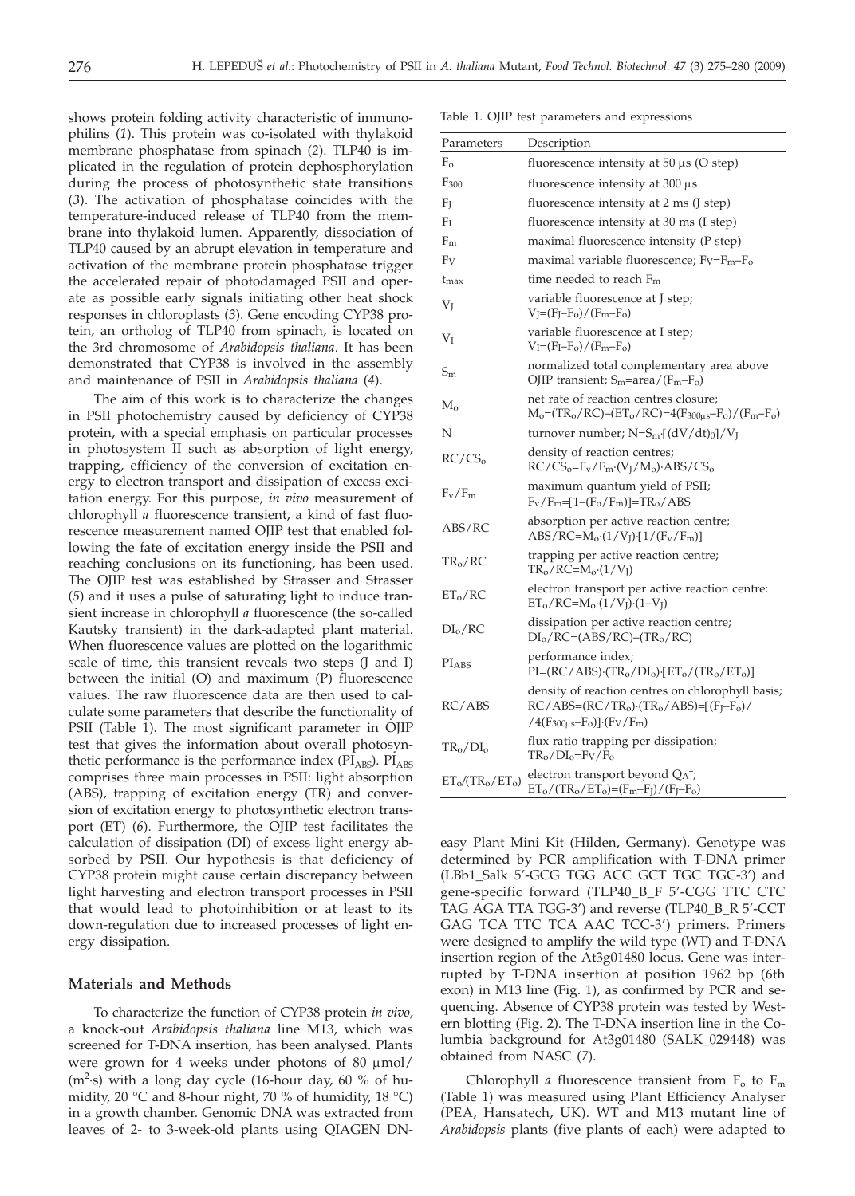shows protein folding activity characteristic of immunophilins (*1*). This protein was co-isolated with thylakoid membrane phosphatase from spinach (*2*). TLP40 is implicated in the regulation of protein dephosphorylation during the process of photosynthetic state transitions (*3*). The activation of phosphatase coincides with the temperature-induced release of TLP40 from the membrane into thylakoid lumen. Apparently, dissociation of TLP40 caused by an abrupt elevation in temperature and activation of the membrane protein phosphatase trigger the accelerated repair of photodamaged PSII and operate as possible early signals initiating other heat shock responses in chloroplasts (*3*). Gene encoding CYP38 protein, an ortholog of TLP40 from spinach, is located on the 3rd chromosome of *Arabidopsis thaliana*. It has been demonstrated that CYP38 is involved in the assembly and maintenance of PSII in *Arabidopsis thaliana* (*4*).

The aim of this work is to characterize the changes in PSII photochemistry caused by deficiency of CYP38 protein, with a special emphasis on particular processes in photosystem II such as absorption of light energy, trapping, efficiency of the conversion of excitation energy to electron transport and dissipation of excess excitation energy. For this purpose, *in vivo* measurement of chlorophyll *a* fluorescence transient, a kind of fast fluorescence measurement named OJIP test that enabled following the fate of excitation energy inside the PSII and reaching conclusions on its functioning, has been used. The OJIP test was established by Strasser and Strasser (*5*) and it uses a pulse of saturating light to induce transient increase in chlorophyll *a* fluorescence (the so-called Kautsky transient) in the dark-adapted plant material. When fluorescence values are plotted on the logarithmic scale of time, this transient reveals two steps (J and I) between the initial (O) and maximum (P) fluorescence values. The raw fluorescence data are then used to calculate some parameters that describe the functionality of PSII (Table 1). The most significant parameter in OJIP test that gives the information about overall photosynthetic performance is the performance index ($PI_{ABS}$). $PI_{ABS}$ comprises three main processes in PSII: light absorption (ABS), trapping of excitation energy (TR) and conversion of excitation energy to photosynthetic electron transport (ET) (*6*). Furthermore, the OJIP test facilitates the calculation of dissipation (DI) of excess light energy absorbed by PSII. Our hypothesis is that deficiency of CYP38 protein might cause certain discrepancy between light harvesting and electron transport processes in PSII that would lead to photoinhibition or at least to its down-regulation due to increased processes of light energy dissipation.

Table 1. OJIP test parameters and expressions

| Parameters | Description |
|---|---|
| $F_o$ | fluorescence intensity at 50 μs (O step) |
| $F_{300}$ | fluorescence intensity at 300 μs |
| $F_J$ | fluorescence intensity at 2 ms (J step) |
| $F_I$ | fluorescence intensity at 30 ms (I step) |
| $F_m$ | maximal fluorescence intensity (P step) |
| $F_V$ | maximal variable fluorescence; $F_V=F_m-F_o$ |
| $t_{max}$ | time needed to reach $F_m$ |
| $V_J$ | variable fluorescence at J step; $V_J=(F_J-F_o)/(F_m-F_o)$ |
| $V_I$ | variable fluorescence at I step; $V_I=(F_I-F_o)/(F_m-F_o)$ |
| $S_m$ | normalized total complementary area above OJIP transient; $S_m=area/(F_m-F_o)$ |
| $M_o$ | net rate of reaction centres closure; $M_o=(TR_o/RC)-(ET_o/RC)=4(F_{300\mu s}-F_o)/(F_m-F_o)$ |
| N | turnover number; $N=S_m\cdot[(dV/dt)_0]/V_J$ |
| $RC/CS_o$ | density of reaction centres; $RC/CS_o=F_v/F_m\cdot(V_J/M_o)\cdot ABS/CS_o$ |
| $F_v/F_m$ | maximum quantum yield of PSII; $F_v/F_m=[1-(F_o/F_m)]=TR_o/ABS$ |
| ABS/RC | absorption per active reaction centre; $ABS/RC=M_o\cdot(1/V_J)\cdot[1/(F_v/F_m)]$ |
| $TR_o/RC$ | trapping per active reaction centre; $TR_o/RC=M_o\cdot(1/V_J)$ |
| $ET_o/RC$ | electron transport per active reaction centre: $ET_o/RC=M_o\cdot(1/V_J)\cdot(1-V_J)$ |
| $DI_o/RC$ | dissipation per active reaction centre; $DI_o/RC=(ABS/RC)-(TR_o/RC)$ |
| $PI_{ABS}$ | performance index; $PI=(RC/ABS)\cdot(TR_o/DI_o)\cdot[ET_o/(TR_o/ET_o)]$ |
| RC/ABS | density of reaction centres on chlorophyll basis; $RC/ABS=(RC/TR_o)\cdot(TR_o/ABS)=[(F_J-F_o)/4(F_{300\mu s}-F_o)]\cdot(F_V/F_m)$ |
| $TR_o/DI_o$ | flux ratio trapping per dissipation; $TR_o/DI_o=F_V/F_o$ |
| $ET_o/(TR_o/ET_o)$ | electron transport beyond $Q_A^-$; $ET_o/(TR_o/ET_o)=(F_m-F_J)/(F_J-F_o)$ |

## Materials and Methods

To characterize the function of CYP38 protein *in vivo*, a knock-out *Arabidopsis thaliana* line M13, which was screened for T-DNA insertion, has been analysed. Plants were grown for 4 weeks under photons of 80 μmol/($m^2$·s) with a long day cycle (16-hour day, 60 % of humidity, 20 °C and 8-hour night, 70 % of humidity, 18 °C) in a growth chamber. Genomic DNA was extracted from leaves of 2- to 3-week-old plants using QIAGEN DNeasy Plant Mini Kit (Hilden, Germany). Genotype was determined by PCR amplification with T-DNA primer (LBb1_Salk 5'-GCG TGG ACC GCT TGC TGC-3') and gene-specific forward (TLP40_B_F 5'-CGG TTC CTC TAG AGA TTA TGG-3') and reverse (TLP40_B_R 5'-CCT GAG TCA TTC TCA AAC TCC-3') primers. Primers were designed to amplify the wild type (WT) and T-DNA insertion region of the At3g01480 locus. Gene was interrupted by T-DNA insertion at position 1962 bp (6th exon) in M13 line (Fig. 1), as confirmed by PCR and sequencing. Absence of CYP38 protein was tested by Western blotting (Fig. 2). The T-DNA insertion line in the Columbia background for At3g01480 (SALK_029448) was obtained from NASC (*7*).

Chlorophyll *a* fluorescence transient from $F_o$ to $F_m$ (Table 1) was measured using Plant Efficiency Analyser (PEA, Hansatech, UK). WT and M13 mutant line of *Arabidopsis* plants (five plants of each) were adapted to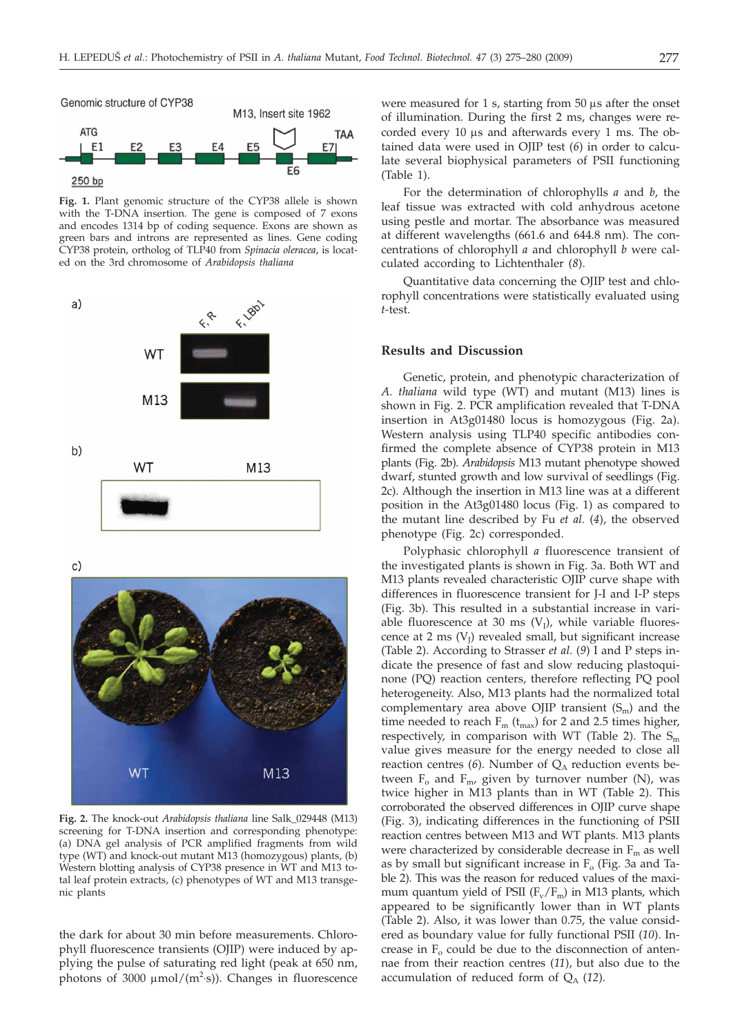Fig. 1. Plant genomic structure of the CYP38 allele is shown with the T-DNA insertion. The gene is composed of 7 exons and encodes 1314 bp of coding sequence. Exons are shown as green bars and introns are represented as lines. Gene coding CYP38 protein, ortholog of TLP40 from *Spinacia oleracea*, is located on the 3rd chromosome of *Arabidopsis thaliana*

Fig. 2. The knock-out *Arabidopsis thaliana* line Salk_029448 (M13) screening for T-DNA insertion and corresponding phenotype: (a) DNA gel analysis of PCR amplified fragments from wild type (WT) and knock-out mutant M13 (homozygous) plants, (b) Western blotting analysis of CYP38 presence in WT and M13 total leaf protein extracts, (c) phenotypes of WT and M13 transgenic plants

the dark for about 30 min before measurements. Chlorophyll fluorescence transients (OJIP) were induced by applying the pulse of saturating red light (peak at 650 nm, photons of 3000 μmol/($m^2$·s)). Changes in fluorescence were measured for 1 s, starting from 50 μs after the onset of illumination. During the first 2 ms, changes were recorded every 10 μs and afterwards every 1 ms. The obtained data were used in OJIP test (*6*) in order to calculate several biophysical parameters of PSII functioning (Table 1).

For the determination of chlorophylls *a* and *b*, the leaf tissue was extracted with cold anhydrous acetone using pestle and mortar. The absorbance was measured at different wavelengths (661.6 and 644.8 nm). The concentrations of chlorophyll *a* and chlorophyll *b* were calculated according to Lichtenthaler (*8*).

Quantitative data concerning the OJIP test and chlorophyll concentrations were statistically evaluated using *t*-test.

## Results and Discussion

Genetic, protein, and phenotypic characterization of *A. thaliana* wild type (WT) and mutant (M13) lines is shown in Fig. 2. PCR amplification revealed that T-DNA insertion in At3g01480 locus is homozygous (Fig. 2a). Western analysis using TLP40 specific antibodies confirmed the complete absence of CYP38 protein in M13 plants (Fig. 2b). *Arabidopsis* M13 mutant phenotype showed dwarf, stunted growth and low survival of seedlings (Fig. 2c). Although the insertion in M13 line was at a different position in the At3g01480 locus (Fig. 1) as compared to the mutant line described by Fu *et al.* (*4*), the observed phenotype (Fig. 2c) corresponded.

Polyphasic chlorophyll *a* fluorescence transient of the investigated plants is shown in Fig. 3a. Both WT and M13 plants revealed characteristic OJIP curve shape with differences in fluorescence transient for J-I and I-P steps (Fig. 3b). This resulted in a substantial increase in variable fluorescence at 30 ms ($V_I$), while variable fluorescence at 2 ms ($V_J$) revealed small, but significant increase (Table 2). According to Strasser *et al.* (*9*) I and P steps indicate the presence of fast and slow reducing plastoquinone (PQ) reaction centers, therefore reflecting PQ pool heterogeneity. Also, M13 plants had the normalized total complementary area above OJIP transient ($S_m$) and the time needed to reach $F_m$ ($t_{max}$) for 2 and 2.5 times higher, respectively, in comparison with WT (Table 2). The $S_m$ value gives measure for the energy needed to close all reaction centres (*6*). Number of $Q_A$ reduction events between $F_o$ and $F_m$, given by turnover number (N), was twice higher in M13 plants than in WT (Table 2). This corroborated the observed differences in OJIP curve shape (Fig. 3), indicating differences in the functioning of PSII reaction centres between M13 and WT plants. M13 plants were characterized by considerable decrease in $F_m$ as well as by small but significant increase in $F_o$ (Fig. 3a and Table 2). This was the reason for reduced values of the maximum quantum yield of PSII ($F_v/F_m$) in M13 plants, which appeared to be significantly lower than in WT plants (Table 2). Also, it was lower than 0.75, the value considered as boundary value for fully functional PSII (*10*). Increase in $F_o$ could be due to the disconnection of antennae from their reaction centres (*11*), but also due to the accumulation of reduced form of $Q_A$ (*12*).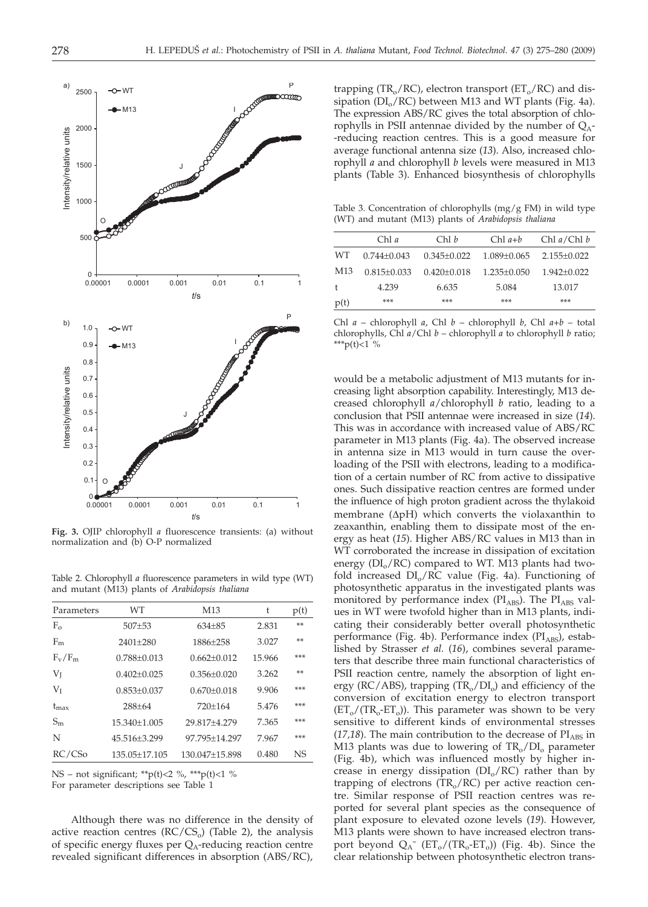**Fig. 3.** OJIP chlorophyll *a* fluorescence transients: (a) without normalization and (b) O-P normalized

Table 2. Chlorophyll *a* fluorescence parameters in wild type (WT) and mutant (M13) plants of *Arabidopsis thaliana*

| Parameters | WT | M13 | t | p(t) |
|---|---|---|---|---|
| $F_o$ | 507±53 | 634±85 | 2.831 | ** |
| $F_m$ | 2401±280 | 1886±258 | 3.027 | ** |
| $F_v/F_m$ | 0.788±0.013 | 0.662±0.012 | 15.966 | *** |
| $V_J$ | 0.402±0.025 | 0.356±0.020 | 3.262 | ** |
| $V_I$ | 0.853±0.037 | 0.670±0.018 | 9.906 | *** |
| $t_{max}$ | 288±64 | 720±164 | 5.476 | *** |
| $S_m$ | 15.340±1.005 | 29.817±4.279 | 7.365 | *** |
| N | 45.516±3.299 | 97.795±14.297 | 7.967 | *** |
| RC/CSo | 135.05±17.105 | 130.047±15.898 | 0.480 | NS |

NS – not significant; **p(t)<2 %, ***p(t)<1 %
For parameter descriptions see Table 1

Although there was no difference in the density of active reaction centres ($RC/CS_o$) (Table 2), the analysis of specific energy fluxes per $Q_A$-reducing reaction centre revealed significant differences in absorption (ABS/RC), trapping ($TR_o/RC$), electron transport ($ET_o/RC$) and dissipation ($DI_o/RC$) between M13 and WT plants (Fig. 4a). The expression ABS/RC gives the total absorption of chlorophylls in PSII antennae divided by the number of $Q_A$-reducing reaction centres. This is a good measure for average functional antenna size (*13*). Also, increased chlorophyll *a* and chlorophyll *b* levels were measured in M13 plants (Table 3). Enhanced biosynthesis of chlorophylls would be a metabolic adjustment of M13 mutants for increasing light absorption capability. Interestingly, M13 decreased chlorophyll *a*/chlorophyll *b* ratio, leading to a conclusion that PSII antennae were increased in size (*14*). This was in accordance with increased value of ABS/RC parameter in M13 plants (Fig. 4a). The observed increase in antenna size in M13 would in turn cause the overloading of the PSII with electrons, leading to a modification of a certain number of RC from active to dissipative ones. Such dissipative reaction centres are formed under the influence of high proton gradient across the thylakoid membrane (ΔpH) which converts the violaxanthin to zeaxanthin, enabling them to dissipate most of the energy as heat (*15*). Higher ABS/RC values in M13 than in WT corroborated the increase in dissipation of excitation energy ($DI_o/RC$) compared to WT. M13 plants had twofold increased $DI_o/RC$ value (Fig. 4a). Functioning of photosynthetic apparatus in the investigated plants was monitored by performance index ($PI_{ABS}$). The $PI_{ABS}$ values in WT were twofold higher than in M13 plants, indicating their considerably better overall photosynthetic performance (Fig. 4b). Performance index ($PI_{ABS}$), established by Strasser *et al.* (*16*), combines several parameters that describe three main functional characteristics of PSII reaction centre, namely the absorption of light energy (RC/ABS), trapping ($TR_o/DI_o$) and efficiency of the conversion of excitation energy to electron transport ($ET_o/(TR_o-ET_o)$). This parameter was shown to be very sensitive to different kinds of environmental stresses (*17,18*). The main contribution to the decrease of $PI_{ABS}$ in M13 plants was due to lowering of $TR_o/DI_o$ parameter (Fig. 4b), which was influenced mostly by higher increase in energy dissipation ($DI_o/RC$) rather than by trapping of electrons ($TR_o/RC$) per active reaction centre. Similar response of PSII reaction centres was reported for several plant species as the consequence of plant exposure to elevated ozone levels (*19*). However, M13 plants were shown to have increased electron transport beyond $Q_A^-$ ($ET_o/(TR_o-ET_o)$) (Fig. 4b). Since the clear relationship between photosynthetic electron trans-

Table 3. Concentration of chlorophylls (mg/g FM) in wild type (WT) and mutant (M13) plants of *Arabidopsis thaliana*

| | Chl *a* | Chl *b* | Chl *a*+*b* | Chl *a*/Chl *b* |
|---|---|---|---|---|
| WT | 0.744±0.043 | 0.345±0.022 | 1.089±0.065 | 2.155±0.022 |
| M13 | 0.815±0.033 | 0.420±0.018 | 1.235±0.050 | 1.942±0.022 |
| t | 4.239 | 6.635 | 5.084 | 13.017 |
| p(t) | *** | *** | *** | *** |

Chl *a* – chlorophyll *a*, Chl *b* – chlorophyll *b*, Chl *a*+*b* – total chlorophylls, Chl *a*/Chl *b* – chlorophyll *a* to chlorophyll *b* ratio; ***p(t)<1 %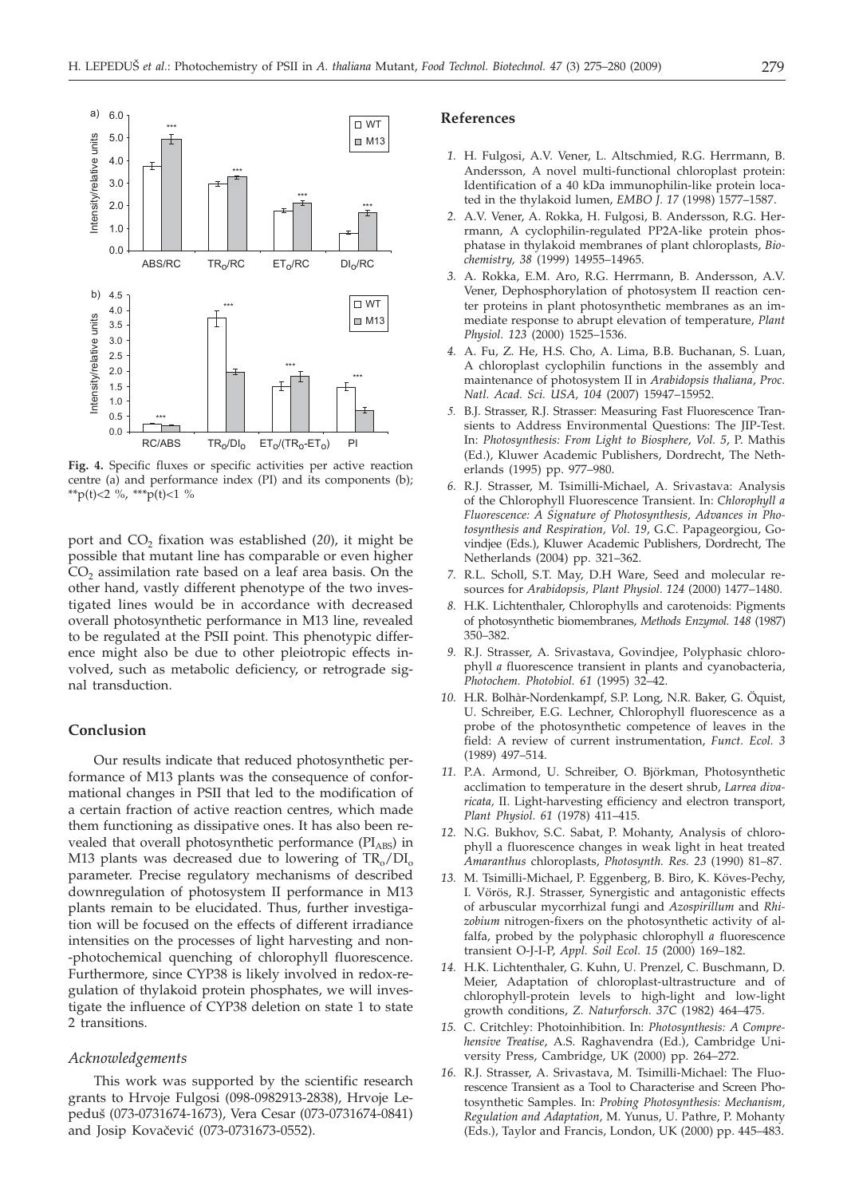Fig. 4. Specific fluxes or specific activities per active reaction centre (a) and performance index (PI) and its components (b); **p(t)<2 %, ***p(t)<1 %

port and $CO_2$ fixation was established (*20*), it might be possible that mutant line has comparable or even higher $CO_2$ assimilation rate based on a leaf area basis. On the other hand, vastly different phenotype of the two investigated lines would be in accordance with decreased overall photosynthetic performance in M13 line, revealed to be regulated at the PSII point. This phenotypic difference might also be due to other pleiotropic effects involved, such as metabolic deficiency, or retrograde signal transduction.

## Conclusion

Our results indicate that reduced photosynthetic performance of M13 plants was the consequence of conformational changes in PSII that led to the modification of a certain fraction of active reaction centres, which made them functioning as dissipative ones. It has also been revealed that overall photosynthetic performance ($PI_{ABS}$) in M13 plants was decreased due to lowering of $TR_o/DI_o$ parameter. Precise regulatory mechanisms of described downregulation of photosystem II performance in M13 plants remain to be elucidated. Thus, further investigation will be focused on the effects of different irradiance intensities on the processes of light harvesting and non-photochemical quenching of chlorophyll fluorescence. Furthermore, since CYP38 is likely involved in redox-regulation of thylakoid protein phosphates, we will investigate the influence of CYP38 deletion on state 1 to state 2 transitions.

### *Acknowledgements*

This work was supported by the scientific research grants to Hrvoje Fulgosi (098-0982913-2838), Hrvoje Lepeduš (073-0731674-1673), Vera Cesar (073-0731674-0841) and Josip Kovačević (073-0731673-0552).

## References

1. H. Fulgosi, A.V. Vener, L. Altschmied, R.G. Herrmann, B. Andersson, A novel multi-functional chloroplast protein: Identification of a 40 kDa immunophilin-like protein located in the thylakoid lumen, *EMBO J. 17* (1998) 1577–1587.
2. A.V. Vener, A. Rokka, H. Fulgosi, B. Andersson, R.G. Herrmann, A cyclophilin-regulated PP2A-like protein phosphatase in thylakoid membranes of plant chloroplasts, *Biochemistry, 38* (1999) 14955–14965.
3. A. Rokka, E.M. Aro, R.G. Herrmann, B. Andersson, A.V. Vener, Dephosphorylation of photosystem II reaction center proteins in plant photosynthetic membranes as an immediate response to abrupt elevation of temperature, *Plant Physiol. 123* (2000) 1525–1536.
4. A. Fu, Z. He, H.S. Cho, A. Lima, B.B. Buchanan, S. Luan, A chloroplast cyclophilin functions in the assembly and maintenance of photosystem II in *Arabidopsis thaliana*, *Proc. Natl. Acad. Sci. USA, 104* (2007) 15947–15952.
5. B.J. Strasser, R.J. Strasser: Measuring Fast Fluorescence Transients to Address Environmental Questions: The JIP-Test. In: *Photosynthesis: From Light to Biosphere, Vol. 5*, P. Mathis (Ed.), Kluwer Academic Publishers, Dordrecht, The Netherlands (1995) pp. 977–980.
6. R.J. Strasser, M. Tsimilli-Michael, A. Srivastava: Analysis of the Chlorophyll Fluorescence Transient. In: *Chlorophyll a Fluorescence: A Signature of Photosynthesis, Advances in Photosynthesis and Respiration, Vol. 19*, G.C. Papageorgiou, Govindjee (Eds.), Kluwer Academic Publishers, Dordrecht, The Netherlands (2004) pp. 321–362.
7. R.L. Scholl, S.T. May, D.H Ware, Seed and molecular resources for *Arabidopsis*, *Plant Physiol. 124* (2000) 1477–1480.
8. H.K. Lichtenthaler, Chlorophylls and carotenoids: Pigments of photosynthetic biomembranes, *Methods Enzymol. 148* (1987) 350–382.
9. R.J. Strasser, A. Srivastava, Govindjee, Polyphasic chlorophyll *a* fluorescence transient in plants and cyanobacteria, *Photochem. Photobiol. 61* (1995) 32–42.
10. H.R. Bolhàr-Nordenkampf, S.P. Long, N.R. Baker, G. Öquist, U. Schreiber, E.G. Lechner, Chlorophyll fluorescence as a probe of the photosynthetic competence of leaves in the field: A review of current instrumentation, *Funct. Ecol. 3* (1989) 497–514.
11. P.A. Armond, U. Schreiber, O. Björkman, Photosynthetic acclimation to temperature in the desert shrub, *Larrea divaricata*, II. Light-harvesting efficiency and electron transport, *Plant Physiol. 61* (1978) 411–415.
12. N.G. Bukhov, S.C. Sabat, P. Mohanty, Analysis of chlorophyll a fluorescence changes in weak light in heat treated *Amaranthus* chloroplasts, *Photosynth. Res. 23* (1990) 81–87.
13. M. Tsimilli-Michael, P. Eggenberg, B. Biro, K. Köves-Pechy, I. Vörös, R.J. Strasser, Synergistic and antagonistic effects of arbuscular mycorrhizal fungi and *Azospirillum* and *Rhizobium* nitrogen-fixers on the photosynthetic activity of alfalfa, probed by the polyphasic chlorophyll *a* fluorescence transient O-J-I-P, *Appl. Soil Ecol. 15* (2000) 169–182.
14. H.K. Lichtenthaler, G. Kuhn, U. Prenzel, C. Buschmann, D. Meier, Adaptation of chloroplast-ultrastructure and of chlorophyll-protein levels to high-light and low-light growth conditions, *Z. Naturforsch. 37C* (1982) 464–475.
15. C. Critchley: Photoinhibition. In: *Photosynthesis: A Comprehensive Treatise*, A.S. Raghavendra (Ed.), Cambridge University Press, Cambridge, UK (2000) pp. 264–272.
16. R.J. Strasser, A. Srivastava, M. Tsimilli-Michael: The Fluorescence Transient as a Tool to Characterise and Screen Photosynthetic Samples. In: *Probing Photosynthesis: Mechanism, Regulation and Adaptation*, M. Yunus, U. Pathre, P. Mohanty (Eds.), Taylor and Francis, London, UK (2000) pp. 445–483.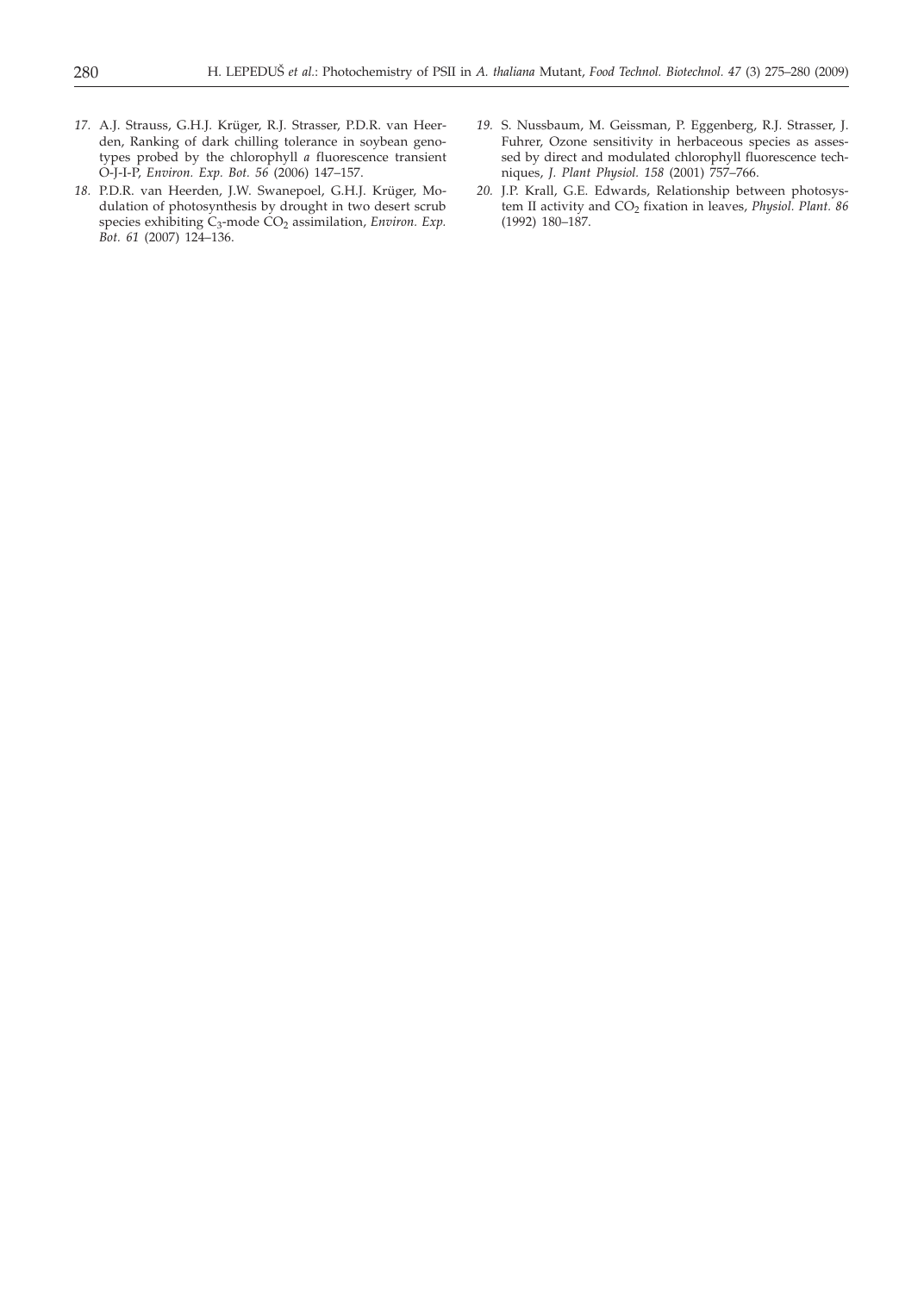17. A.J. Strauss, G.H.J. Krüger, R.J. Strasser, P.D.R. van Heerden, Ranking of dark chilling tolerance in soybean genotypes probed by the chlorophyll *a* fluorescence transient O-J-I-P, *Environ. Exp. Bot. 56* (2006) 147–157.

18. P.D.R. van Heerden, J.W. Swanepoel, G.H.J. Krüger, Modulation of photosynthesis by drought in two desert scrub species exhibiting $C_3$-mode $CO_2$ assimilation, *Environ. Exp. Bot. 61* (2007) 124–136.

19. S. Nussbaum, M. Geissman, P. Eggenberg, R.J. Strasser, J. Fuhrer, Ozone sensitivity in herbaceous species as assessed by direct and modulated chlorophyll fluorescence techniques, *J. Plant Physiol. 158* (2001) 757–766.

20. J.P. Krall, G.E. Edwards, Relationship between photosystem II activity and $CO_2$ fixation in leaves, *Physiol. Plant. 86* (1992) 180–187.